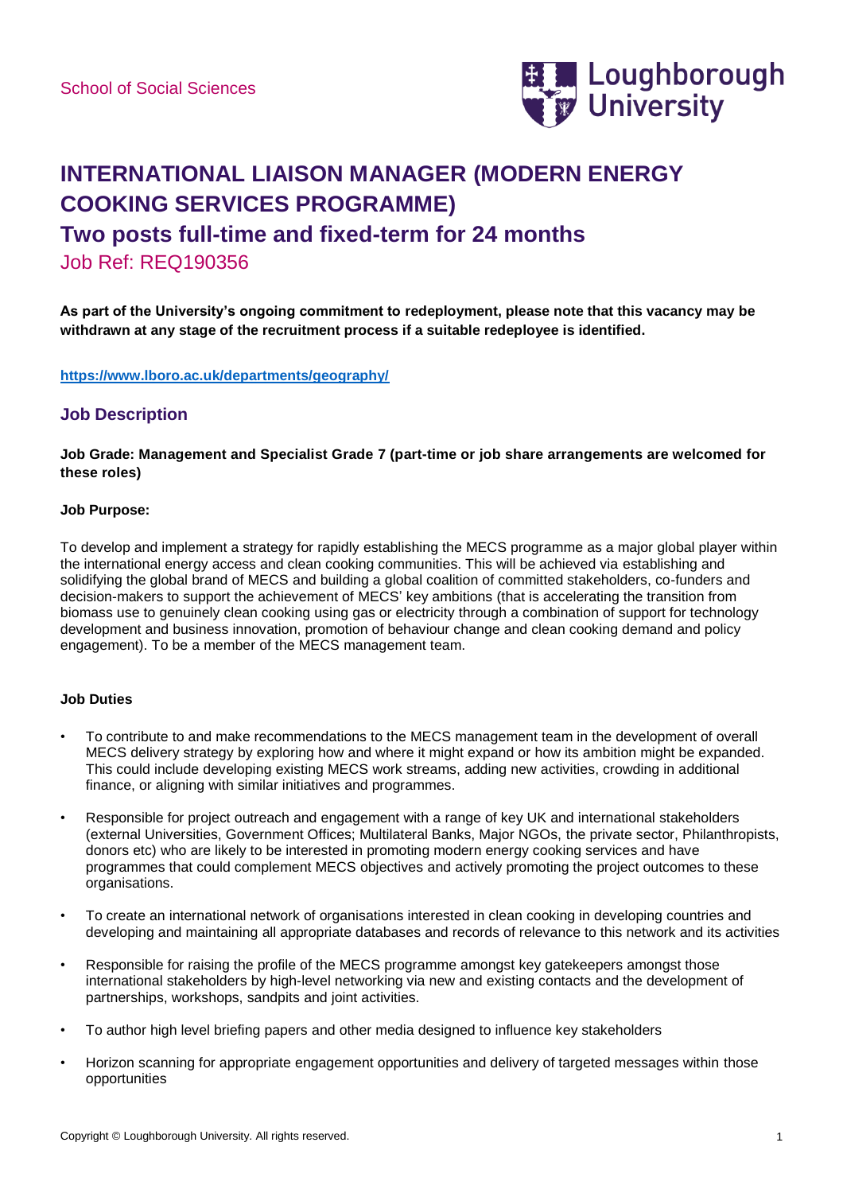School of Social Sciences

# INTERNATIONAL LIAISON MANAGER (MODERN ENERGY COOKING SERVICES PROGRAMME)

## Two posts full-time and fixed-term for 24 months

Job Ref: REQ190356

**As part of the University's ongoing commitment to redeployment, please note that this vacancy may be withdrawn at any stage of the recruitment process if a suitable redeployee is identified.**

**https://www.lboro.ac.uk/departments/geography/**

## Job Description

**Job Grade: Management and Specialist Grade 7 (part-time or job share arrangements are welcomed for these roles)**

**Job Purpose:**

To develop and implement a strategy for rapidly establishing the MECS programme as a major global player within the international energy access and clean cooking communities. This will be achieved via establishing and solidifying the global brand of MECS and building a global coalition of committed stakeholders, co-funders and decision-makers to support the achievement of MECS' key ambitions (that is accelerating the transition from biomass use to genuinely clean cooking using gas or electricity through a combination of support for technology development and business innovation, promotion of behaviour change and clean cooking demand and policy engagement). To be a member of the MECS management team.

**Job Duties**

- To contribute to and make recommendations to the MECS management team in the development of overall MECS delivery strategy by exploring how and where it might expand or how its ambition might be expanded. This could include developing existing MECS work streams, adding new activities, crowding in additional finance, or aligning with similar initiatives and programmes.
- Responsible for project outreach and engagement with a range of key UK and international stakeholders (external Universities, Government Offices; Multilateral Banks, Major NGOs, the private sector, Philanthropists, donors etc) who are likely to be interested in promoting modern energy cooking services and have programmes that could complement MECS objectives and actively promoting the project outcomes to these organisations.
- To create an international network of organisations interested in clean cooking in developing countries and developing and maintaining all appropriate databases and records of relevance to this network and its activities
- Responsible for raising the profile of the MECS programme amongst key gatekeepers amongst those international stakeholders by high-level networking via new and existing contacts and the development of partnerships, workshops, sandpits and joint activities.
- To author high level briefing papers and other media designed to influence key stakeholders
- Horizon scanning for appropriate engagement opportunities and delivery of targeted messages within those opportunities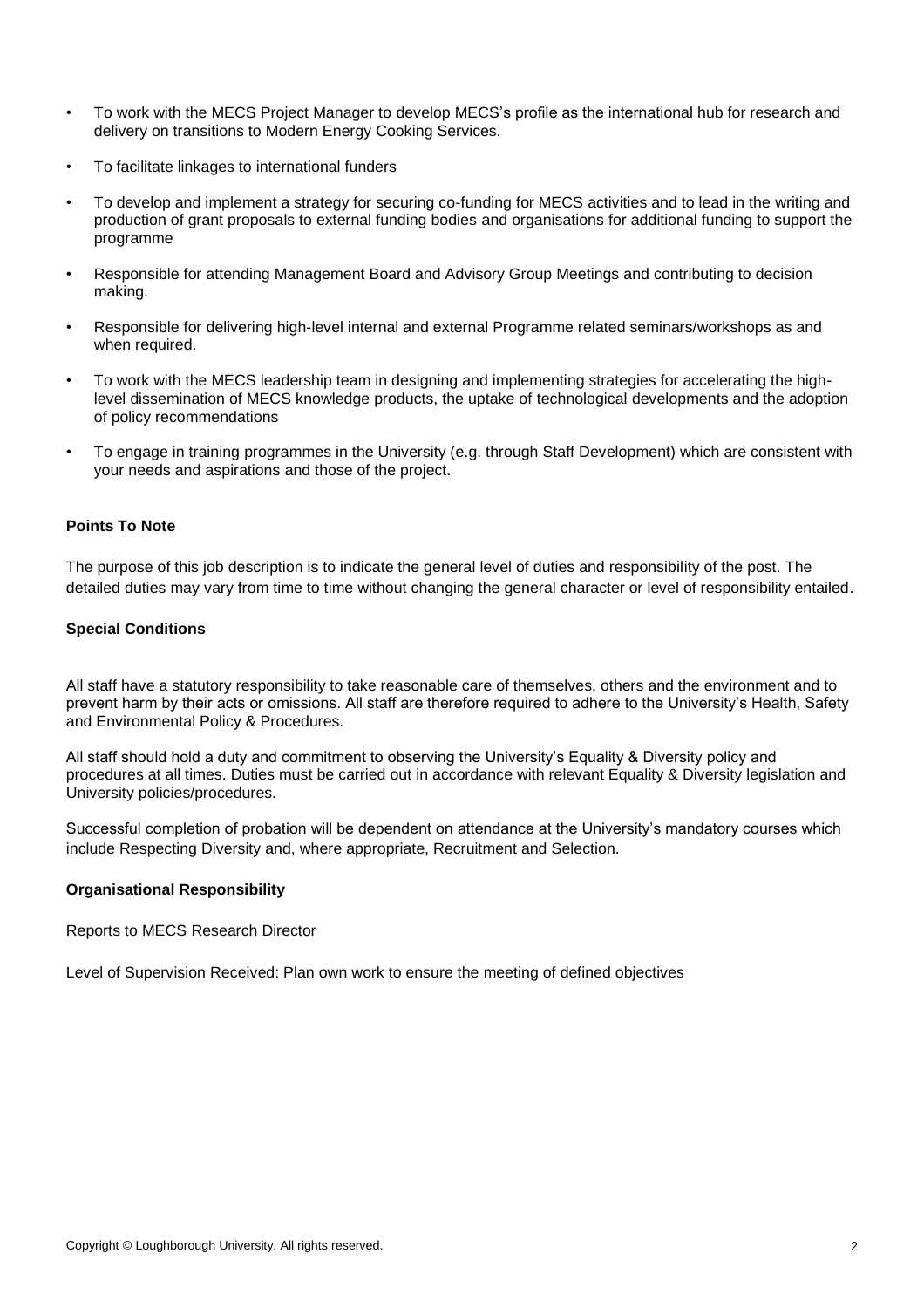- To work with the MECS Project Manager to develop MECS's profile as the international hub for research and delivery on transitions to Modern Energy Cooking Services.
- To facilitate linkages to international funders
- To develop and implement a strategy for securing co-funding for MECS activities and to lead in the writing and production of grant proposals to external funding bodies and organisations for additional funding to support the programme
- Responsible for attending Management Board and Advisory Group Meetings and contributing to decision making.
- Responsible for delivering high-level internal and external Programme related seminars/workshops as and when required.
- To work with the MECS leadership team in designing and implementing strategies for accelerating the high-level dissemination of MECS knowledge products, the uptake of technological developments and the adoption of policy recommendations
- To engage in training programmes in the University (e.g. through Staff Development) which are consistent with your needs and aspirations and those of the project.

**Points To Note**

The purpose of this job description is to indicate the general level of duties and responsibility of the post. The detailed duties may vary from time to time without changing the general character or level of responsibility entailed.

**Special Conditions**

All staff have a statutory responsibility to take reasonable care of themselves, others and the environment and to prevent harm by their acts or omissions. All staff are therefore required to adhere to the University's Health, Safety and Environmental Policy & Procedures.

All staff should hold a duty and commitment to observing the University's Equality & Diversity policy and procedures at all times. Duties must be carried out in accordance with relevant Equality & Diversity legislation and University policies/procedures.

Successful completion of probation will be dependent on attendance at the University's mandatory courses which include Respecting Diversity and, where appropriate, Recruitment and Selection.

**Organisational Responsibility**

Reports to MECS Research Director

Level of Supervision Received: Plan own work to ensure the meeting of defined objectives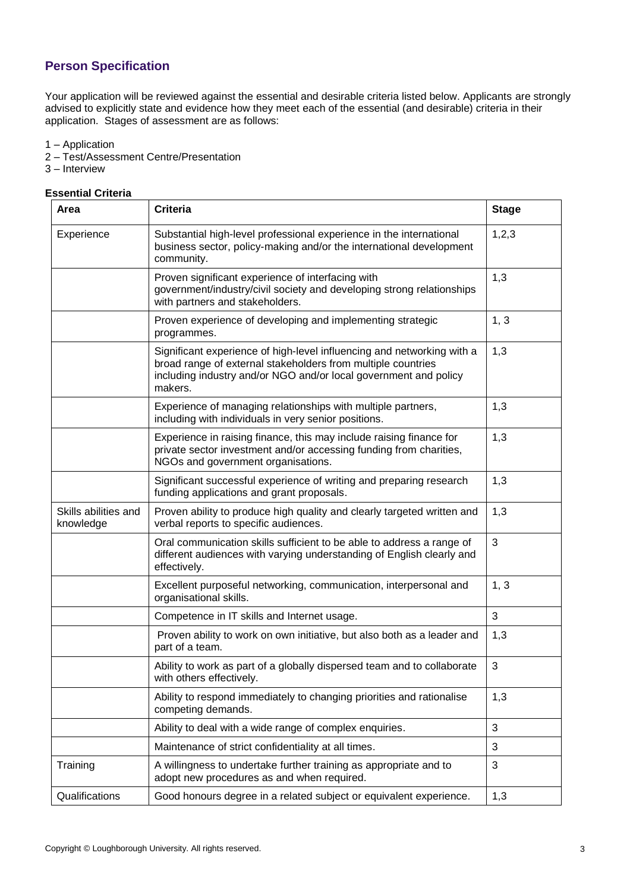## Person Specification

Your application will be reviewed against the essential and desirable criteria listed below. Applicants are strongly advised to explicitly state and evidence how they meet each of the essential (and desirable) criteria in their application. Stages of assessment are as follows:

1 – Application
2 – Test/Assessment Centre/Presentation
3 – Interview

**Essential Criteria**

| Area | Criteria | Stage |
|---|---|---|
| Experience | Substantial high-level professional experience in the international business sector, policy-making and/or the international development community. | 1,2,3 |
| | Proven significant experience of interfacing with government/industry/civil society and developing strong relationships with partners and stakeholders. | 1,3 |
| | Proven experience of developing and implementing strategic programmes. | 1, 3 |
| | Significant experience of high-level influencing and networking with a broad range of external stakeholders from multiple countries including industry and/or NGO and/or local government and policy makers. | 1,3 |
| | Experience of managing relationships with multiple partners, including with individuals in very senior positions. | 1,3 |
| | Experience in raising finance, this may include raising finance for private sector investment and/or accessing funding from charities, NGOs and government organisations. | 1,3 |
| | Significant successful experience of writing and preparing research funding applications and grant proposals. | 1,3 |
| Skills abilities and knowledge | Proven ability to produce high quality and clearly targeted written and verbal reports to specific audiences. | 1,3 |
| | Oral communication skills sufficient to be able to address a range of different audiences with varying understanding of English clearly and effectively. | 3 |
| | Excellent purposeful networking, communication, interpersonal and organisational skills. | 1, 3 |
| | Competence in IT skills and Internet usage. | 3 |
| | Proven ability to work on own initiative, but also both as a leader and part of a team. | 1,3 |
| | Ability to work as part of a globally dispersed team and to collaborate with others effectively. | 3 |
| | Ability to respond immediately to changing priorities and rationalise competing demands. | 1,3 |
| | Ability to deal with a wide range of complex enquiries. | 3 |
| | Maintenance of strict confidentiality at all times. | 3 |
| Training | A willingness to undertake further training as appropriate and to adopt new procedures as and when required. | 3 |
| Qualifications | Good honours degree in a related subject or equivalent experience. | 1,3 |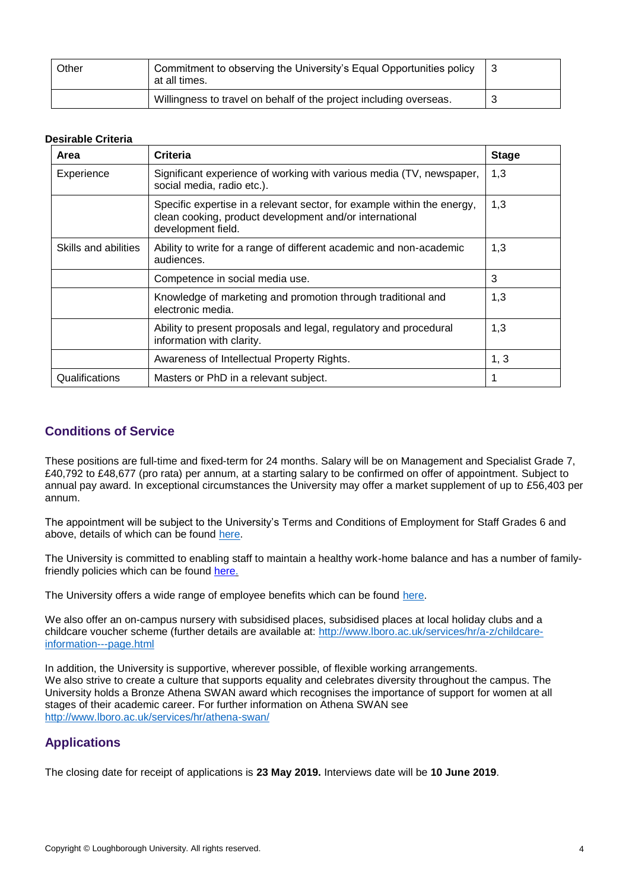| | | |
|---|---|---|
| Other | Commitment to observing the University's Equal Opportunities policy at all times. | 3 |
| | Willingness to travel on behalf of the project including overseas. | 3 |

**Desirable Criteria**

| Area | Criteria | Stage |
|---|---|---|
| Experience | Significant experience of working with various media (TV, newspaper, social media, radio etc.). | 1,3 |
| | Specific expertise in a relevant sector, for example within the energy, clean cooking, product development and/or international development field. | 1,3 |
| Skills and abilities | Ability to write for a range of different academic and non-academic audiences. | 1,3 |
| | Competence in social media use. | 3 |
| | Knowledge of marketing and promotion through traditional and electronic media. | 1,3 |
| | Ability to present proposals and legal, regulatory and procedural information with clarity. | 1,3 |
| | Awareness of Intellectual Property Rights. | 1, 3 |
| Qualifications | Masters or PhD in a relevant subject. | 1 |

## Conditions of Service

These positions are full-time and fixed-term for 24 months. Salary will be on Management and Specialist Grade 7, £40,792 to £48,677 (pro rata) per annum, at a starting salary to be confirmed on offer of appointment. Subject to annual pay award. In exceptional circumstances the University may offer a market supplement of up to £56,403 per annum.

The appointment will be subject to the University's Terms and Conditions of Employment for Staff Grades 6 and above, details of which can be found here.

The University is committed to enabling staff to maintain a healthy work-home balance and has a number of family-friendly policies which can be found here.

The University offers a wide range of employee benefits which can be found here.

We also offer an on-campus nursery with subsidised places, subsidised places at local holiday clubs and a childcare voucher scheme (further details are available at: http://www.lboro.ac.uk/services/hr/a-z/childcare-information---page.html

In addition, the University is supportive, wherever possible, of flexible working arrangements.
We also strive to create a culture that supports equality and celebrates diversity throughout the campus. The University holds a Bronze Athena SWAN award which recognises the importance of support for women at all stages of their academic career. For further information on Athena SWAN see http://www.lboro.ac.uk/services/hr/athena-swan/

## Applications

The closing date for receipt of applications is **23 May 2019.** Interviews date will be **10 June 2019**.

Copyright © Loughborough University. All rights reserved.